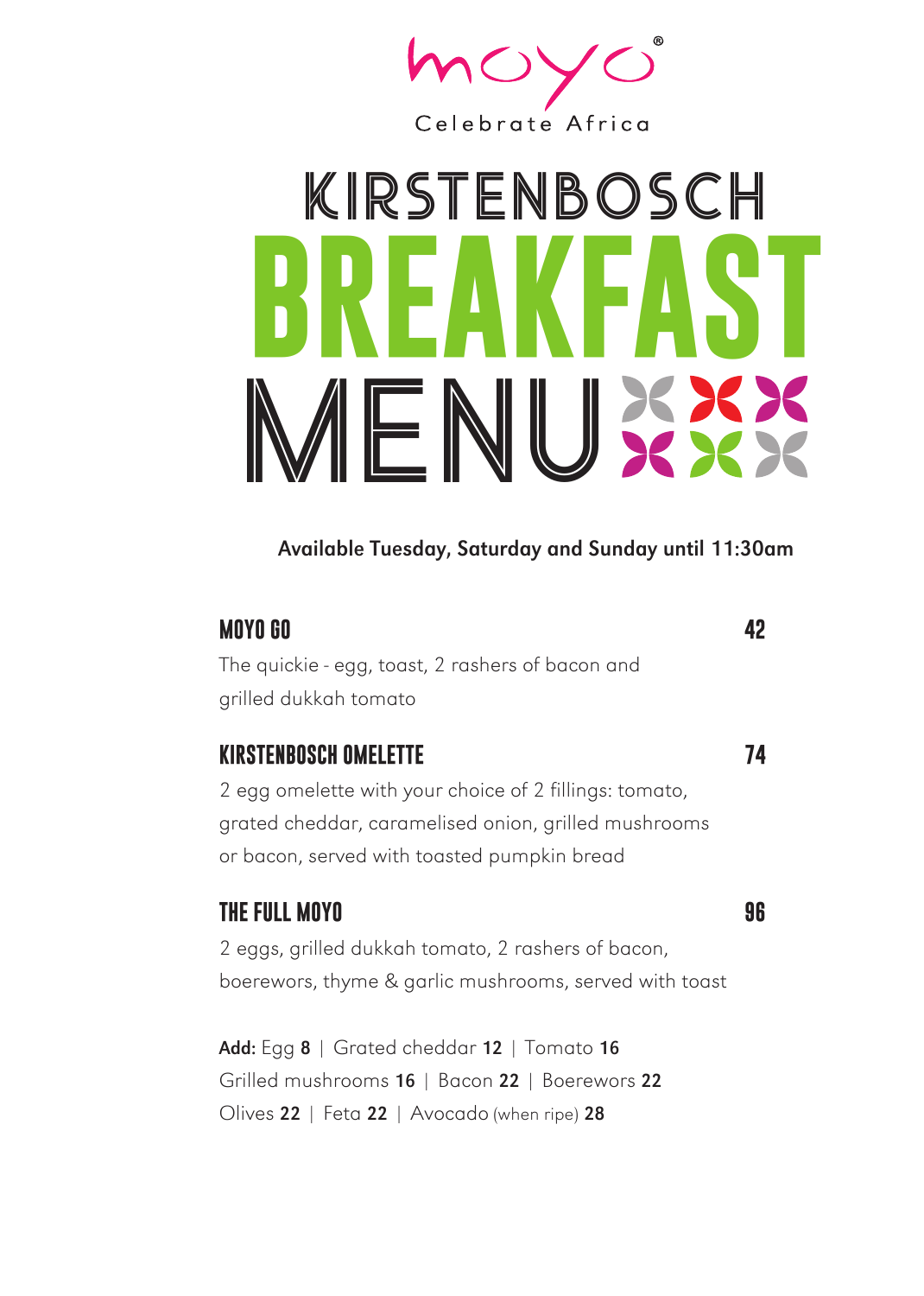moyo®

Celebrate Africa

# KIRSTENBOSCH BREAKFAST MENU

**Available Tuesday, Saturday and Sunday until 11:30am**

### MOYO GO — 42

The quickie - egg, toast, 2 rashers of bacon and grilled dukkah tomato

### KIRSTENBOSCH OMELETTE — 74

2 egg omelette with your choice of 2 fillings: tomato, grated cheddar, caramelised onion, grilled mushrooms or bacon, served with toasted pumpkin bread

### THE FULL MOYO — 96

2 eggs, grilled dukkah tomato, 2 rashers of bacon, boerewors, thyme & garlic mushrooms, served with toast

**Add:** Egg **8** | Grated cheddar **12** | Tomato **16**
Grilled mushrooms **16** | Bacon **22** | Boerewors **22**
Olives **22** | Feta **22** | Avocado (when ripe) **28**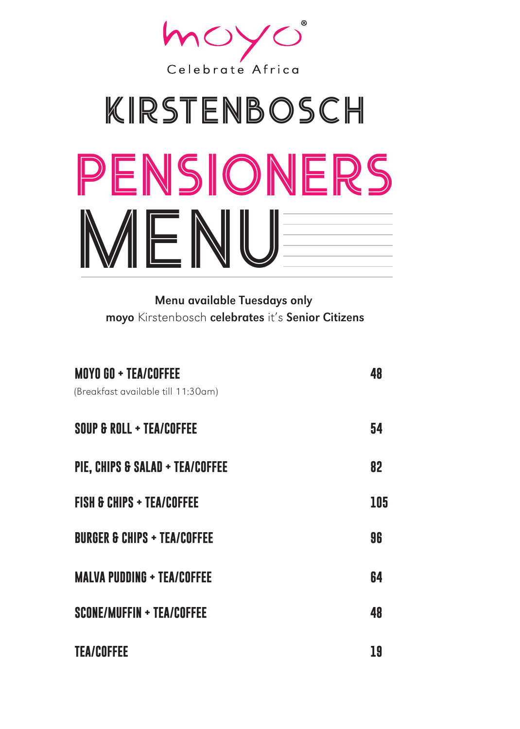moyo®

Celebrate Africa

# KIRSTENBOSCH

# PENSIONERS MENU

**Menu available Tuesdays only**

**moyo** Kirstenbosch **celebrates** it's **Senior Citizens**

| | |
|---|---|
| **MOYO GO + TEA/COFFEE**<br>(Breakfast available till 11:30am) | **48** |
| **SOUP & ROLL + TEA/COFFEE** | **54** |
| **PIE, CHIPS & SALAD + TEA/COFFEE** | **82** |
| **FISH & CHIPS + TEA/COFFEE** | **105** |
| **BURGER & CHIPS + TEA/COFFEE** | **96** |
| **MALVA PUDDING + TEA/COFFEE** | **64** |
| **SCONE/MUFFIN + TEA/COFFEE** | **48** |
| **TEA/COFFEE** | **19** |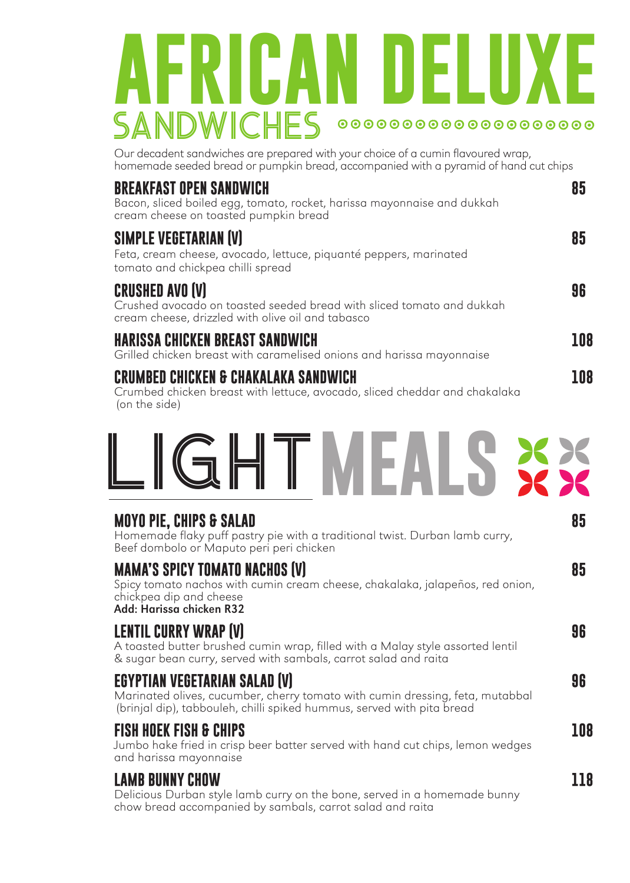# AFRICAN DELUXE

## SANDWICHES

Our decadent sandwiches are prepared with your choice of a cumin flavoured wrap, homemade seeded bread or pumpkin bread, accompanied with a pyramid of hand cut chips

### BREAKFAST OPEN SANDWICH — 85

Bacon, sliced boiled egg, tomato, rocket, harissa mayonnaise and dukkah cream cheese on toasted pumpkin bread

### SIMPLE VEGETARIAN (V) — 85

Feta, cream cheese, avocado, lettuce, piquanté peppers, marinated tomato and chickpea chilli spread

### CRUSHED AVO (V) — 96

Crushed avocado on toasted seeded bread with sliced tomato and dukkah cream cheese, drizzled with olive oil and tabasco

### HARISSA CHICKEN BREAST SANDWICH — 108

Grilled chicken breast with caramelised onions and harissa mayonnaise

### CRUMBED CHICKEN & CHAKALAKA SANDWICH — 108

Crumbed chicken breast with lettuce, avocado, sliced cheddar and chakalaka (on the side)

# LIGHT MEALS

### MOYO PIE, CHIPS & SALAD — 85

Homemade flaky puff pastry pie with a traditional twist. Durban lamb curry, Beef dombolo or Maputo peri peri chicken

### MAMA'S SPICY TOMATO NACHOS (V) — 85

Spicy tomato nachos with cumin cream cheese, chakalaka, jalapeños, red onion, chickpea dip and cheese

**Add: Harissa chicken R32**

### LENTIL CURRY WRAP (V) — 96

A toasted butter brushed cumin wrap, filled with a Malay style assorted lentil & sugar bean curry, served with sambals, carrot salad and raita

### EGYPTIAN VEGETARIAN SALAD (V) — 96

Marinated olives, cucumber, cherry tomato with cumin dressing, feta, mutabbal (brinjal dip), tabbouleh, chilli spiked hummus, served with pita bread

### FISH HOEK FISH & CHIPS — 108

Jumbo hake fried in crisp beer batter served with hand cut chips, lemon wedges and harissa mayonnaise

### LAMB BUNNY CHOW — 118

Delicious Durban style lamb curry on the bone, served in a homemade bunny chow bread accompanied by sambals, carrot salad and raita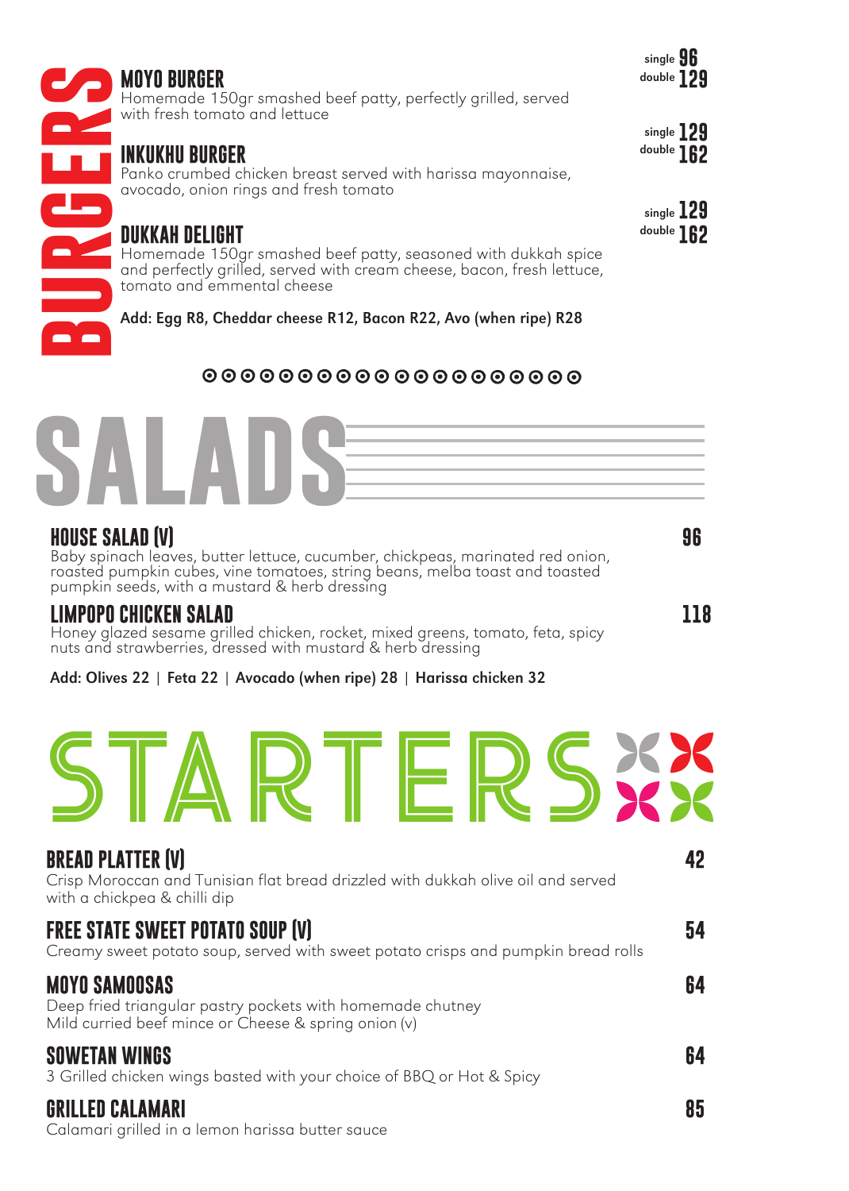## BURGERS

### MOYO BURGER
single **96** double **129**

Homemade 150gr smashed beef patty, perfectly grilled, served with fresh tomato and lettuce

### INKUKHU BURGER
single **129** double **162**

Panko crumbed chicken breast served with harissa mayonnaise, avocado, onion rings and fresh tomato

### DUKKAH DELIGHT
single **129** double **162**

Homemade 150gr smashed beef patty, seasoned with dukkah spice and perfectly grilled, served with cream cheese, bacon, fresh lettuce, tomato and emmental cheese

**Add: Egg R8, Cheddar cheese R12, Bacon R22, Avo (when ripe) R28**

## SALADS

### HOUSE SALAD (V) — 96
Baby spinach leaves, butter lettuce, cucumber, chickpeas, marinated red onion, roasted pumpkin cubes, vine tomatoes, string beans, melba toast and toasted pumpkin seeds, with a mustard & herb dressing

### LIMPOPO CHICKEN SALAD — 118
Honey glazed sesame grilled chicken, rocket, mixed greens, tomato, feta, spicy nuts and strawberries, dressed with mustard & herb dressing

**Add: Olives 22 | Feta 22 | Avocado (when ripe) 28 | Harissa chicken 32**

## STARTERS

### BREAD PLATTER (V) — 42
Crisp Moroccan and Tunisian flat bread drizzled with dukkah olive oil and served with a chickpea & chilli dip

### FREE STATE SWEET POTATO SOUP (V) — 54
Creamy sweet potato soup, served with sweet potato crisps and pumpkin bread rolls

### MOYO SAMOOSAS — 64
Deep fried triangular pastry pockets with homemade chutney
Mild curried beef mince or Cheese & spring onion (v)

### SOWETAN WINGS — 64
3 Grilled chicken wings basted with your choice of BBQ or Hot & Spicy

### GRILLED CALAMARI — 85
Calamari grilled in a lemon harissa butter sauce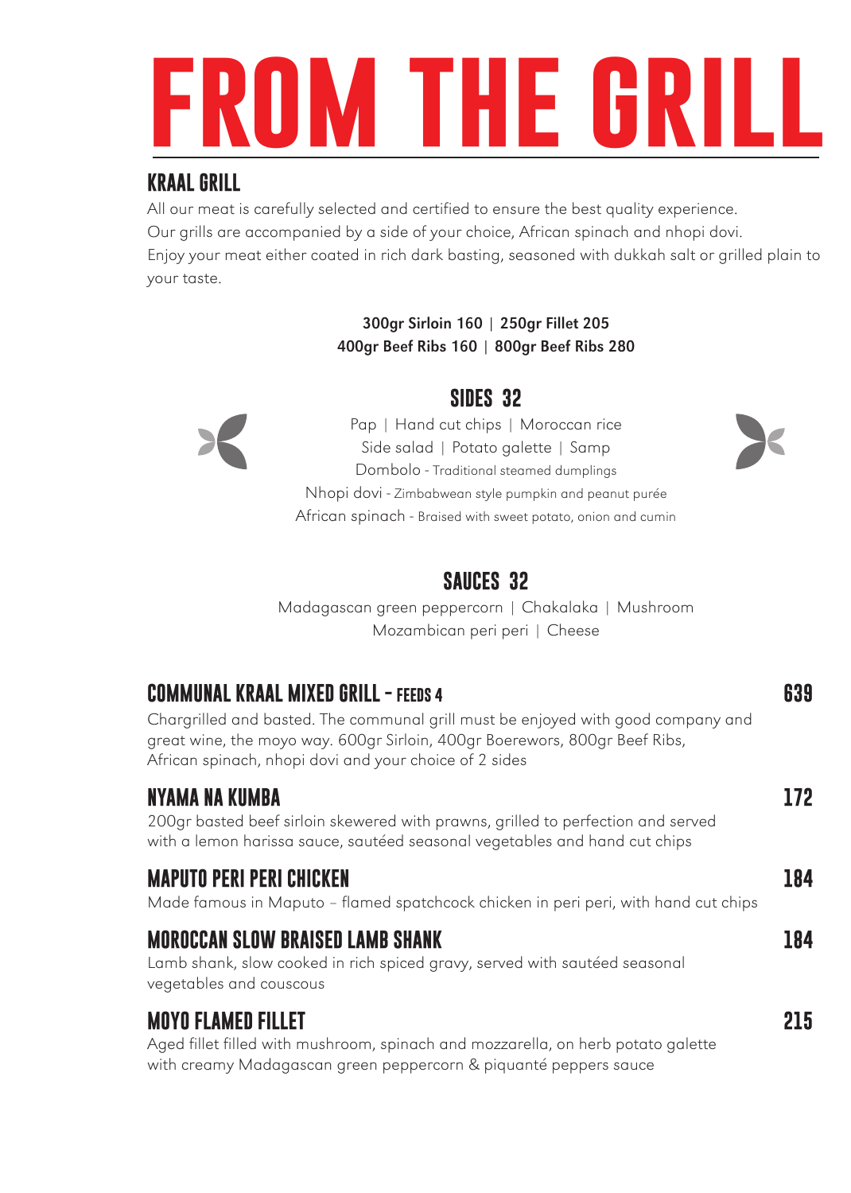# FROM THE GRILL

## KRAAL GRILL

All our meat is carefully selected and certified to ensure the best quality experience.
Our grills are accompanied by a side of your choice, African spinach and nhopi dovi.
Enjoy your meat either coated in rich dark basting, seasoned with dukkah salt or grilled plain to your taste.

**300gr Sirloin 160 | 250gr Fillet 205**
**400gr Beef Ribs 160 | 800gr Beef Ribs 280**

### SIDES 32

Pap | Hand cut chips | Moroccan rice
Side salad | Potato galette | Samp
Dombolo - Traditional steamed dumplings
Nhopi dovi - Zimbabwean style pumpkin and peanut purée
African spinach - Braised with sweet potato, onion and cumin

### SAUCES 32

Madagascan green peppercorn | Chakalaka | Mushroom
Mozambican peri peri | Cheese

## COMMUNAL KRAAL MIXED GRILL - FEEDS 4 — 639

Chargrilled and basted. The communal grill must be enjoyed with good company and great wine, the moyo way. 600gr Sirloin, 400gr Boerewors, 800gr Beef Ribs, African spinach, nhopi dovi and your choice of 2 sides

## NYAMA NA KUMBA — 172

200gr basted beef sirloin skewered with prawns, grilled to perfection and served with a lemon harissa sauce, sautéed seasonal vegetables and hand cut chips

## MAPUTO PERI PERI CHICKEN — 184

Made famous in Maputo – flamed spatchcock chicken in peri peri, with hand cut chips

## MOROCCAN SLOW BRAISED LAMB SHANK — 184

Lamb shank, slow cooked in rich spiced gravy, served with sautéed seasonal vegetables and couscous

## MOYO FLAMED FILLET — 215

Aged fillet filled with mushroom, spinach and mozzarella, on herb potato galette with creamy Madagascan green peppercorn & piquanté peppers sauce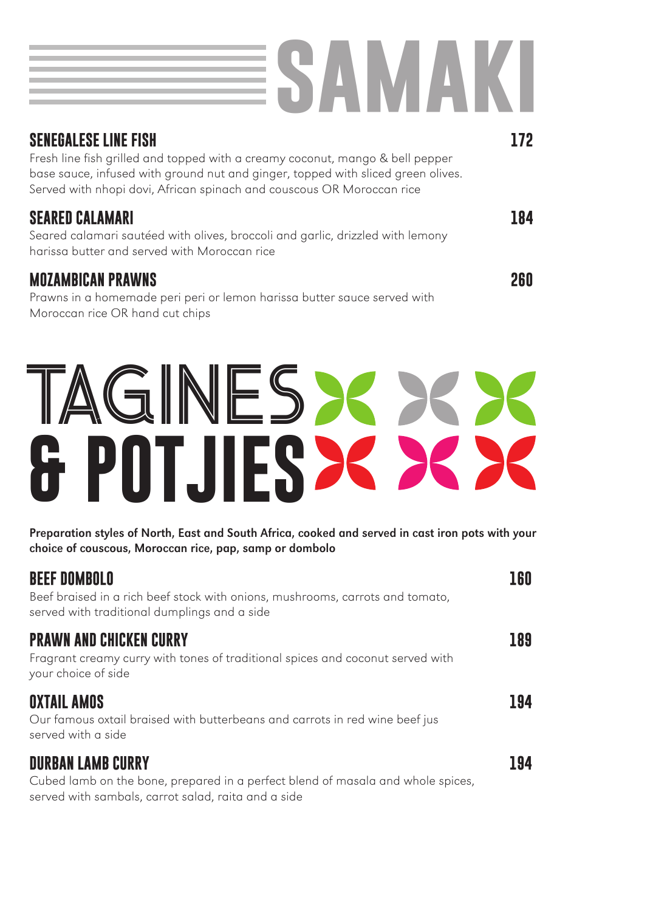# SAMAKI

### SENEGALESE LINE FISH — 172

Fresh line fish grilled and topped with a creamy coconut, mango & bell pepper base sauce, infused with ground nut and ginger, topped with sliced green olives. Served with nhopi dovi, African spinach and couscous OR Moroccan rice

### SEARED CALAMARI — 184

Seared calamari sautéed with olives, broccoli and garlic, drizzled with lemony harissa butter and served with Moroccan rice

### MOZAMBICAN PRAWNS — 260

Prawns in a homemade peri peri or lemon harissa butter sauce served with Moroccan rice OR hand cut chips

# TAGINES & POTJIES

**Preparation styles of North, East and South Africa, cooked and served in cast iron pots with your choice of couscous, Moroccan rice, pap, samp or dombolo**

### BEEF DOMBOLO — 160

Beef braised in a rich beef stock with onions, mushrooms, carrots and tomato, served with traditional dumplings and a side

### PRAWN AND CHICKEN CURRY — 189

Fragrant creamy curry with tones of traditional spices and coconut served with your choice of side

### OXTAIL AMOS — 194

Our famous oxtail braised with butterbeans and carrots in red wine beef jus served with a side

### DURBAN LAMB CURRY — 194

Cubed lamb on the bone, prepared in a perfect blend of masala and whole spices, served with sambals, carrot salad, raita and a side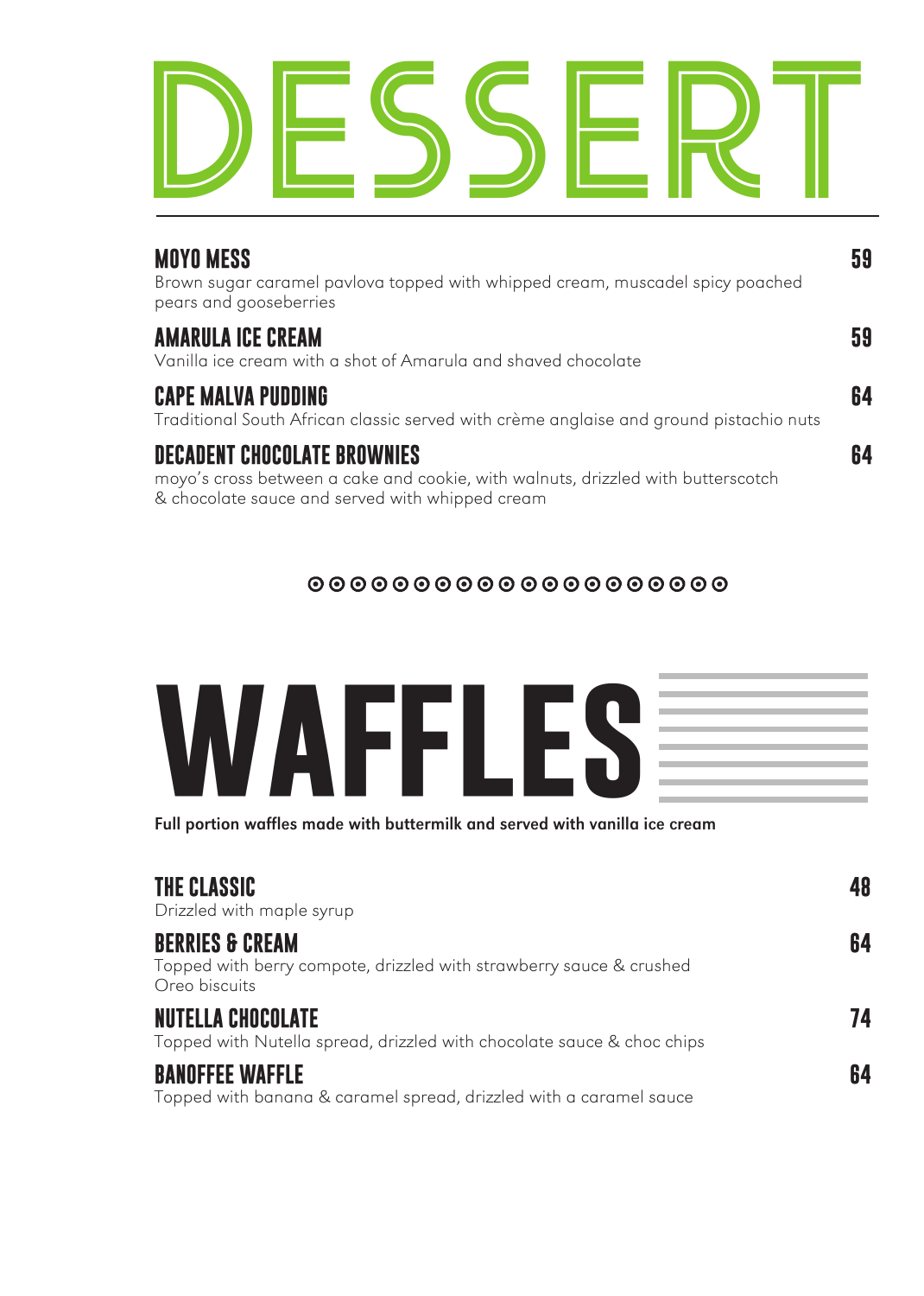# DESSERT

### MOYO MESS
**59**

Brown sugar caramel pavlova topped with whipped cream, muscadel spicy poached pears and gooseberries

### AMARULA ICE CREAM
**59**

Vanilla ice cream with a shot of Amarula and shaved chocolate

### CAPE MALVA PUDDING
**64**

Traditional South African classic served with crème anglaise and ground pistachio nuts

### DECADENT CHOCOLATE BROWNIES
**64**

moyo's cross between a cake and cookie, with walnuts, drizzled with butterscotch & chocolate sauce and served with whipped cream

# WAFFLES

**Full portion waffles made with buttermilk and served with vanilla ice cream**

### THE CLASSIC
**48**

Drizzled with maple syrup

### BERRIES & CREAM
**64**

Topped with berry compote, drizzled with strawberry sauce & crushed Oreo biscuits

### NUTELLA CHOCOLATE
**74**

Topped with Nutella spread, drizzled with chocolate sauce & choc chips

### BANOFFEE WAFFLE
**64**

Topped with banana & caramel spread, drizzled with a caramel sauce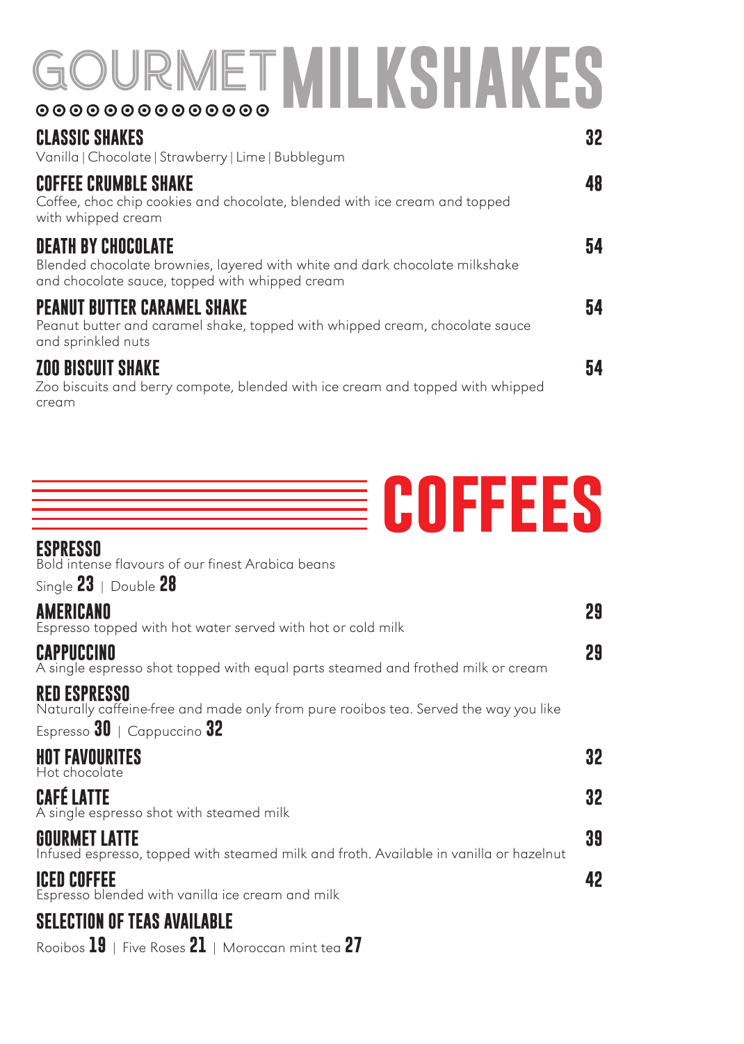# GOURMET MILKSHAKES

## CLASSIC SHAKES — 32
Vanilla | Chocolate | Strawberry | Lime | Bubblegum

## COFFEE CRUMBLE SHAKE — 48
Coffee, choc chip cookies and chocolate, blended with ice cream and topped with whipped cream

## DEATH BY CHOCOLATE — 54
Blended chocolate brownies, layered with white and dark chocolate milkshake and chocolate sauce, topped with whipped cream

## PEANUT BUTTER CARAMEL SHAKE — 54
Peanut butter and caramel shake, topped with whipped cream, chocolate sauce and sprinkled nuts

## ZOO BISCUIT SHAKE — 54
Zoo biscuits and berry compote, blended with ice cream and topped with whipped cream

# COFFEES

## ESPRESSO
Bold intense flavours of our finest Arabica beans

Single **23** | Double **28**

## AMERICANO — 29
Espresso topped with hot water served with hot or cold milk

## CAPPUCCINO — 29
A single espresso shot topped with equal parts steamed and frothed milk or cream

## RED ESPRESSO
Naturally caffeine-free and made only from pure rooibos tea. Served the way you like

Espresso **30** | Cappuccino **32**

## HOT FAVOURITES — 32
Hot chocolate

## CAFÉ LATTE — 32
A single espresso shot with steamed milk

## GOURMET LATTE — 39
Infused espresso, topped with steamed milk and froth. Available in vanilla or hazelnut

## ICED COFFEE — 42
Espresso blended with vanilla ice cream and milk

## SELECTION OF TEAS AVAILABLE
Rooibos **19** | Five Roses **21** | Moroccan mint tea **27**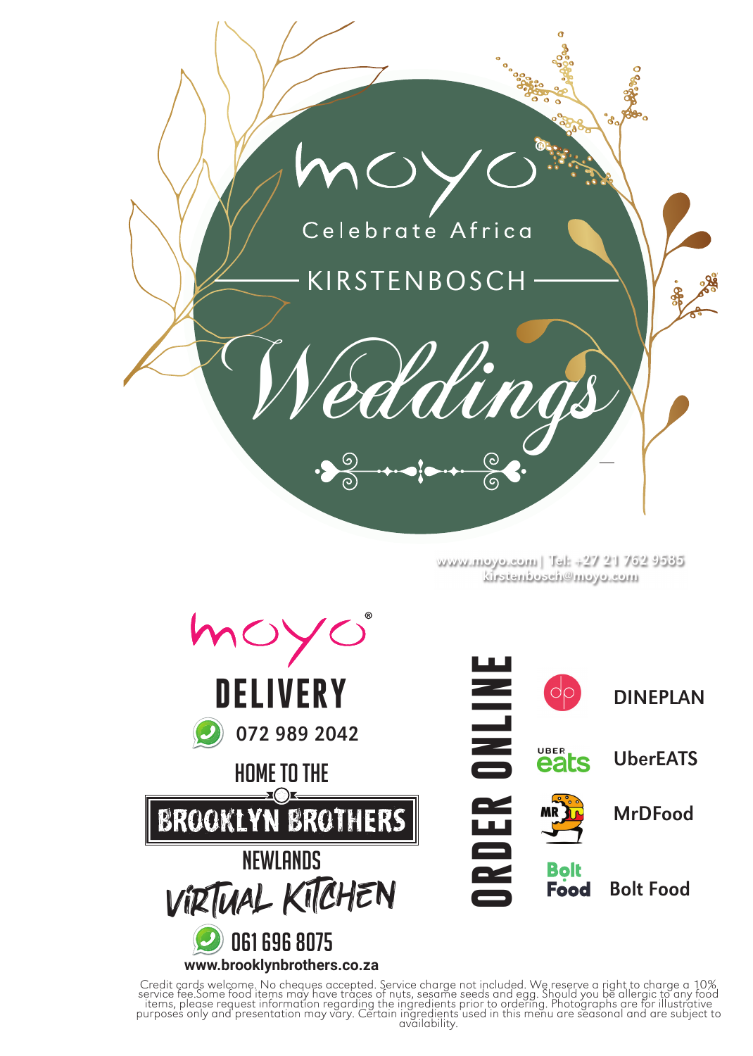# moyo®

Celebrate Africa

## KIRSTENBOSCH

# Weddings

www.moyo.com | Tel: +27 21 762 9585
kirstenbosch@moyo.com

## moyo® DELIVERY

072 989 2042

HOME TO THE

**BROOKLYN BROTHERS**

NEWLANDS

VIRTUAL KITCHEN

061 696 8075

**www.brooklynbrothers.co.za**

## ORDER ONLINE

- **DINEPLAN**
- **UberEATS**
- **MrDFood**
- **Bolt Food**

Credit cards welcome. No cheques accepted. Service charge not included. We reserve a right to charge a 10% service fee.Some food items may have traces of nuts, sesame seeds and egg. Should you be allergic to any food items, please request information regarding the ingredients prior to ordering. Photographs are for illustrative purposes only and presentation may vary. Certain ingredients used in this menu are seasonal and are subject to availability.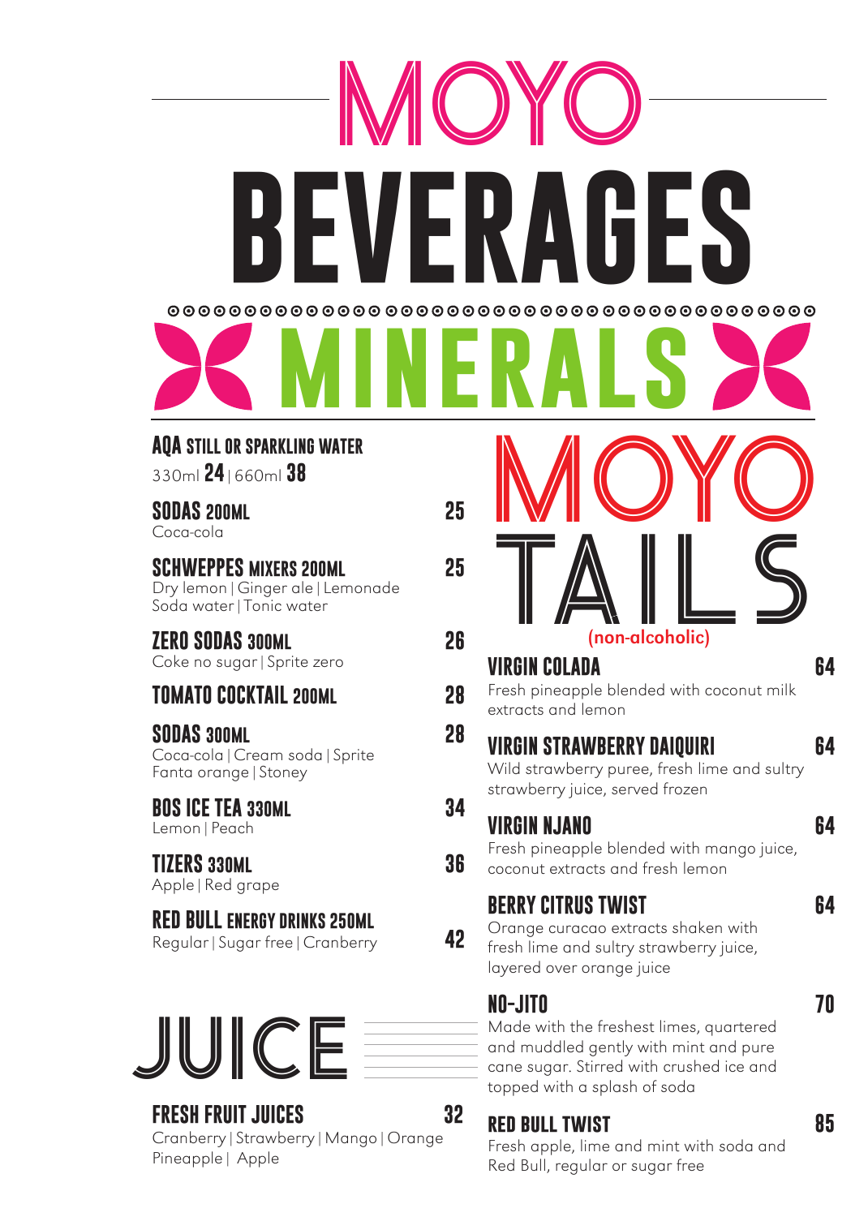# MOYO BEVERAGES

## MINERALS

**AQA STILL OR SPARKLING WATER**
330ml **24** | 660ml **38**

**SODAS 200ML** — 25
Coca-cola

**SCHWEPPES MIXERS 200ML** — 25
Dry lemon | Ginger ale | Lemonade
Soda water | Tonic water

**ZERO SODAS 300ML** — 26
Coke no sugar | Sprite zero

**TOMATO COCKTAIL 200ML** — 28

**SODAS 300ML** — 28
Coca-cola | Cream soda | Sprite
Fanta orange | Stoney

**BOS ICE TEA 330ML** — 34
Lemon | Peach

**TIZERS 330ML** — 36
Apple | Red grape

**RED BULL ENERGY DRINKS 250ML** — 42
Regular | Sugar free | Cranberry

## JUICE

**FRESH FRUIT JUICES** — 32
Cranberry | Strawberry | Mango | Orange
Pineapple | Apple

## MOYO TAILS
(non-alcoholic)

**VIRGIN COLADA** — 64
Fresh pineapple blended with coconut milk extracts and lemon

**VIRGIN STRAWBERRY DAIQUIRI** — 64
Wild strawberry puree, fresh lime and sultry strawberry juice, served frozen

**VIRGIN NJANO** — 64
Fresh pineapple blended with mango juice, coconut extracts and fresh lemon

**BERRY CITRUS TWIST** — 64
Orange curacao extracts shaken with fresh lime and sultry strawberry juice, layered over orange juice

**NO-JITO** — 70
Made with the freshest limes, quartered and muddled gently with mint and pure cane sugar. Stirred with crushed ice and topped with a splash of soda

**RED BULL TWIST** — 85
Fresh apple, lime and mint with soda and Red Bull, regular or sugar free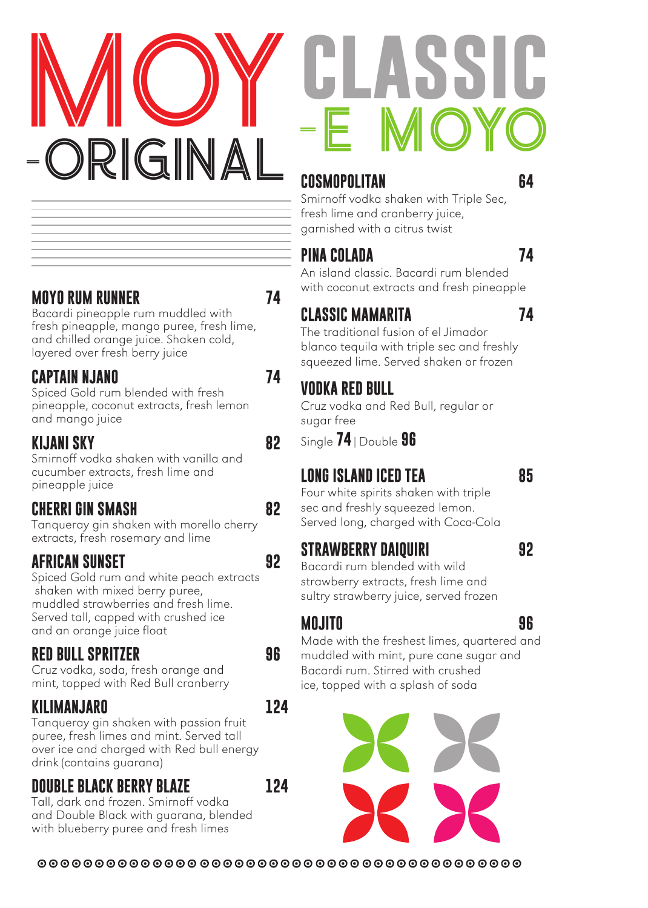# MOY -ORIGINAL

## MOYO RUM RUNNER — 74
Bacardi pineapple rum muddled with fresh pineapple, mango puree, fresh lime, and chilled orange juice. Shaken cold, layered over fresh berry juice

## CAPTAIN NJANO — 74
Spiced Gold rum blended with fresh pineapple, coconut extracts, fresh lemon and mango juice

## KIJANI SKY — 82
Smirnoff vodka shaken with vanilla and cucumber extracts, fresh lime and pineapple juice

## CHERRI GIN SMASH — 82
Tanqueray gin shaken with morello cherry extracts, fresh rosemary and lime

## AFRICAN SUNSET — 92
Spiced Gold rum and white peach extracts shaken with mixed berry puree, muddled strawberries and fresh lime. Served tall, capped with crushed ice and an orange juice float

## RED BULL SPRITZER — 96
Cruz vodka, soda, fresh orange and mint, topped with Red Bull cranberry

## KILIMANJARO — 124
Tanqueray gin shaken with passion fruit puree, fresh limes and mint. Served tall over ice and charged with Red bull energy drink (contains guarana)

## DOUBLE BLACK BERRY BLAZE — 124
Tall, dark and frozen. Smirnoff vodka and Double Black with guarana, blended with blueberry puree and fresh limes

# CLASSIC -E MOYO

## COSMOPOLITAN — 64
Smirnoff vodka shaken with Triple Sec, fresh lime and cranberry juice, garnished with a citrus twist

## PINA COLADA — 74
An island classic. Bacardi rum blended with coconut extracts and fresh pineapple

## CLASSIC MAMARITA — 74
The traditional fusion of el Jimador blanco tequila with triple sec and freshly squeezed lime. Served shaken or frozen

## VODKA RED BULL
Cruz vodka and Red Bull, regular or sugar free

Single **74** | Double **96**

## LONG ISLAND ICED TEA — 85
Four white spirits shaken with triple sec and freshly squeezed lemon. Served long, charged with Coca-Cola

## STRAWBERRY DAIQUIRI — 92
Bacardi rum blended with wild strawberry extracts, fresh lime and sultry strawberry juice, served frozen

## MOJITO — 96
Made with the freshest limes, quartered and muddled with mint, pure cane sugar and Bacardi rum. Stirred with crushed ice, topped with a splash of soda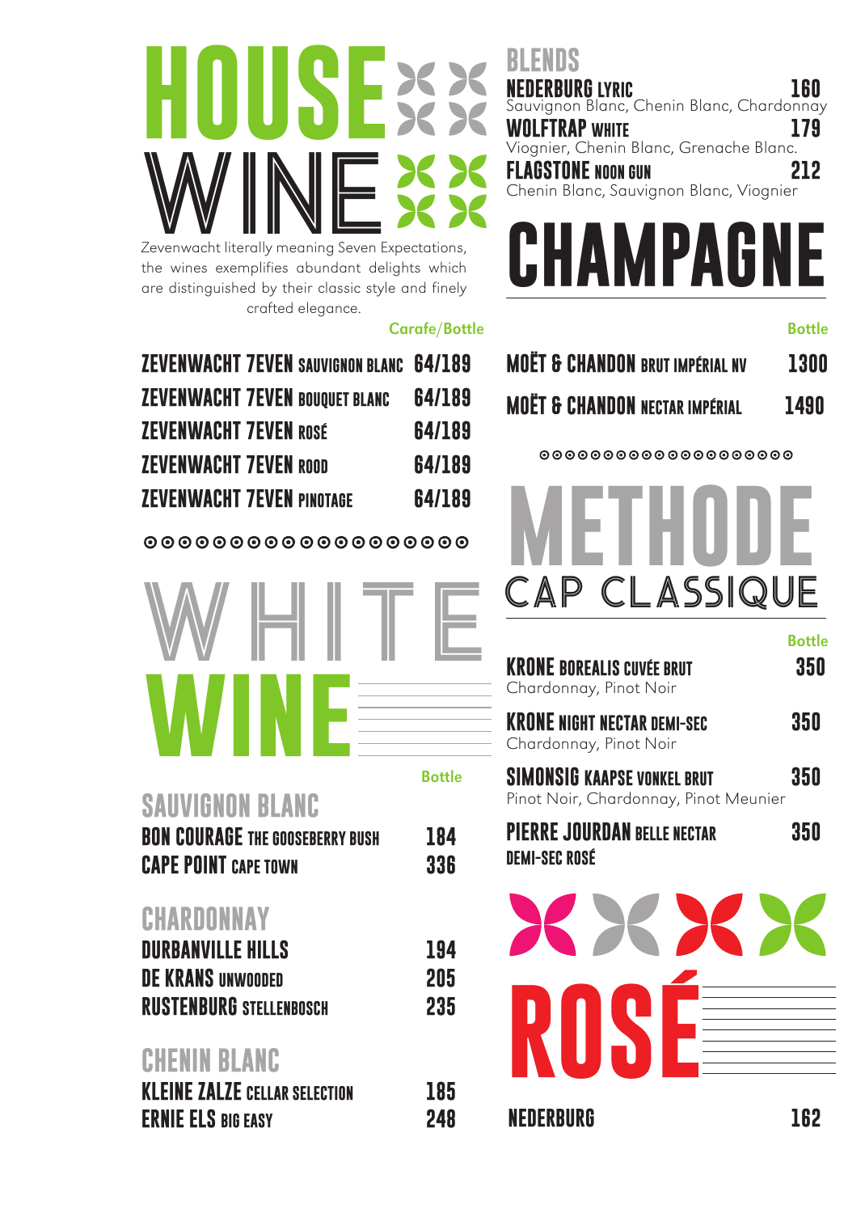# HOUSE WINE

Zevenwacht literally meaning Seven Expectations, the wines exemplifies abundant delights which are distinguished by their classic style and finely crafted elegance.

| | Carafe/Bottle |
|---|---|
| ZEVENWACHT 7EVEN SAUVIGNON BLANC | 64/189 |
| ZEVENWACHT 7EVEN BOUQUET BLANC | 64/189 |
| ZEVENWACHT 7EVEN ROSÉ | 64/189 |
| ZEVENWACHT 7EVEN ROOD | 64/189 |
| ZEVENWACHT 7EVEN PINOTAGE | 64/189 |

# WHITE WINE

| | Bottle |
|---|---|
| **SAUVIGNON BLANC** | |
| BON COURAGE THE GOOSEBERRY BUSH | 184 |
| CAPE POINT CAPE TOWN | 336 |
| **CHARDONNAY** | |
| DURBANVILLE HILLS | 194 |
| DE KRANS UNWOODED | 205 |
| RUSTENBURG STELLENBOSCH | 235 |
| **CHENIN BLANC** | |
| KLEINE ZALZE CELLAR SELECTION | 185 |
| ERNIE ELS BIG EASY | 248 |

## BLENDS

**NEDERBURG LYRIC** — 160
Sauvignon Blanc, Chenin Blanc, Chardonnay

**WOLFTRAP WHITE** — 179
Viognier, Chenin Blanc, Grenache Blanc.

**FLAGSTONE NOON GUN** — 212
Chenin Blanc, Sauvignon Blanc, Viognier

# CHAMPAGNE

| | Bottle |
|---|---|
| MOËT & CHANDON BRUT IMPÉRIAL NV | 1300 |
| MOËT & CHANDON NECTAR IMPÉRIAL | 1490 |

# METHODE CAP CLASSIQUE

| | Bottle |
|---|---|
| KRONE BOREALIS CUVÉE BRUT<br>Chardonnay, Pinot Noir | 350 |
| KRONE NIGHT NECTAR DEMI-SEC<br>Chardonnay, Pinot Noir | 350 |
| SIMONSIG KAAPSE VONKEL BRUT<br>Pinot Noir, Chardonnay, Pinot Meunier | 350 |
| PIERRE JOURDAN BELLE NECTAR DEMI-SEC ROSÉ | 350 |

# ROSÉ

| | |
|---|---|
| NEDERBURG | 162 |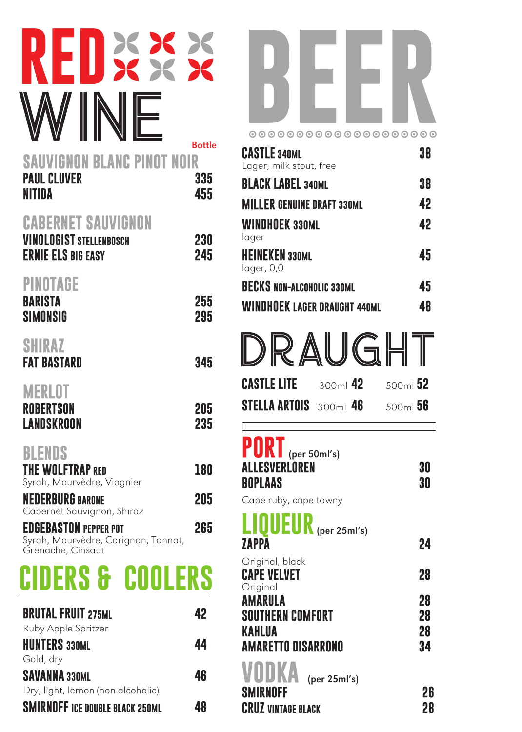# RED WINE

Bottle

## SAUVIGNON BLANC PINOT NOIR

| | |
|---|---|
| PAUL CLUVER | 335 |
| NITIDA | 455 |

## CABERNET SAUVIGNON

| | |
|---|---|
| VINOLOGIST STELLENBOSCH | 230 |
| ERNIE ELS BIG EASY | 245 |

## PINOTAGE

| | |
|---|---|
| BARISTA | 255 |
| SIMONSIG | 295 |

## SHIRAZ

| | |
|---|---|
| FAT BASTARD | 345 |

## MERLOT

| | |
|---|---|
| ROBERTSON | 205 |
| LANDSKROON | 235 |

## BLENDS

**THE WOLFTRAP RED** — 180
Syrah, Mourvèdre, Viognier

**NEDERBURG BARONE** — 205
Cabernet Sauvignon, Shiraz

**EDGEBASTON PEPPER POT** — 265
Syrah, Mourvèdre, Carignan, Tannat, Grenache, Cinsaut

# CIDERS & COOLERS

**BRUTAL FRUIT 275ML** — 42
Ruby Apple Spritzer

**HUNTERS 330ML** — 44
Gold, dry

**SAVANNA 330ML** — 46
Dry, light, lemon (non-alcoholic)

**SMIRNOFF ICE DOUBLE BLACK 250ML** — 48

# BEER

**CASTLE 340ML** — 38
Lager, milk stout, free

**BLACK LABEL 340ML** — 38

**MILLER GENUINE DRAFT 330ML** — 42

**WINDHOEK 330ML** — 42
lager

**HEINEKEN 330ML** — 45
lager, 0,0

**BECKS NON-ALCOHOLIC 330ML** — 45

**WINDHOEK LAGER DRAUGHT 440ML** — 48

# DRAUGHT

| | 300ml | 500ml |
|---|---|---|
| CASTLE LITE | 42 | 52 |
| STELLA ARTOIS | 46 | 56 |

# PORT (per 50ml's)

| | |
|---|---|
| ALLESVERLOREN | 30 |
| BOPLAAS | 30 |

Cape ruby, cape tawny

# LIQUEUR (per 25ml's)

**ZAPPA** — 24
Original, black

**CAPE VELVET** — 28
Original

| | |
|---|---|
| AMARULA | 28 |
| SOUTHERN COMFORT | 28 |
| KAHLUA | 28 |
| AMARETTO DISARRONO | 34 |

# VODKA (per 25ml's)

| | |
|---|---|
| SMIRNOFF | 26 |
| CRUZ VINTAGE BLACK | 28 |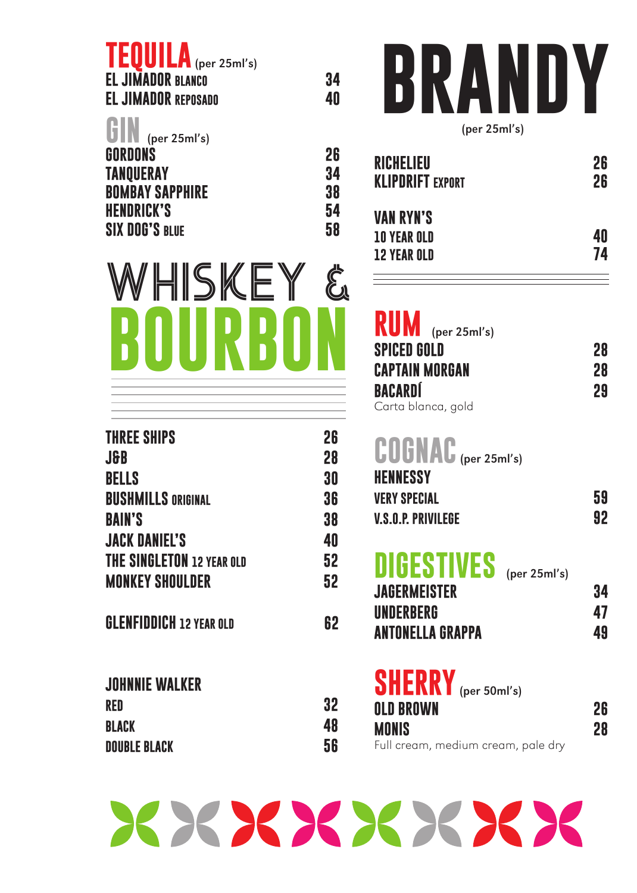## TEQUILA (per 25ml's)

| | |
|---|---|
| EL JIMADOR BLANCO | 34 |
| EL JIMADOR REPOSADO | 40 |

## GIN (per 25ml's)

| | |
|---|---|
| GORDONS | 26 |
| TANQUERAY | 34 |
| BOMBAY SAPPHIRE | 38 |
| HENDRICK'S | 54 |
| SIX DOG'S BLUE | 58 |

## WHISKEY & BOURBON

| | |
|---|---|
| THREE SHIPS | 26 |
| J&B | 28 |
| BELLS | 30 |
| BUSHMILLS ORIGINAL | 36 |
| BAIN'S | 38 |
| JACK DANIEL'S | 40 |
| THE SINGLETON 12 YEAR OLD | 52 |
| MONKEY SHOULDER | 52 |
| GLENFIDDICH 12 YEAR OLD | 62 |

**JOHNNIE WALKER**

| | |
|---|---|
| RED | 32 |
| BLACK | 48 |
| DOUBLE BLACK | 56 |

## BRANDY

(per 25ml's)

| | |
|---|---|
| RICHELIEU | 26 |
| KLIPDRIFT EXPORT | 26 |

**VAN RYN'S**

| | |
|---|---|
| 10 YEAR OLD | 40 |
| 12 YEAR OLD | 74 |

## RUM (per 25ml's)

| | |
|---|---|
| SPICED GOLD | 28 |
| CAPTAIN MORGAN | 28 |
| BACARDÍ | 29 |

Carta blanca, gold

## COGNAC (per 25ml's)

**HENNESSY**

| | |
|---|---|
| VERY SPECIAL | 59 |
| V.S.O.P. PRIVILEGE | 92 |

## DIGESTIVES (per 25ml's)

| | |
|---|---|
| JAGERMEISTER | 34 |
| UNDERBERG | 47 |
| ANTONELLA GRAPPA | 49 |

## SHERRY (per 50ml's)

| | |
|---|---|
| OLD BROWN | 26 |
| MONIS | 28 |

Full cream, medium cream, pale dry